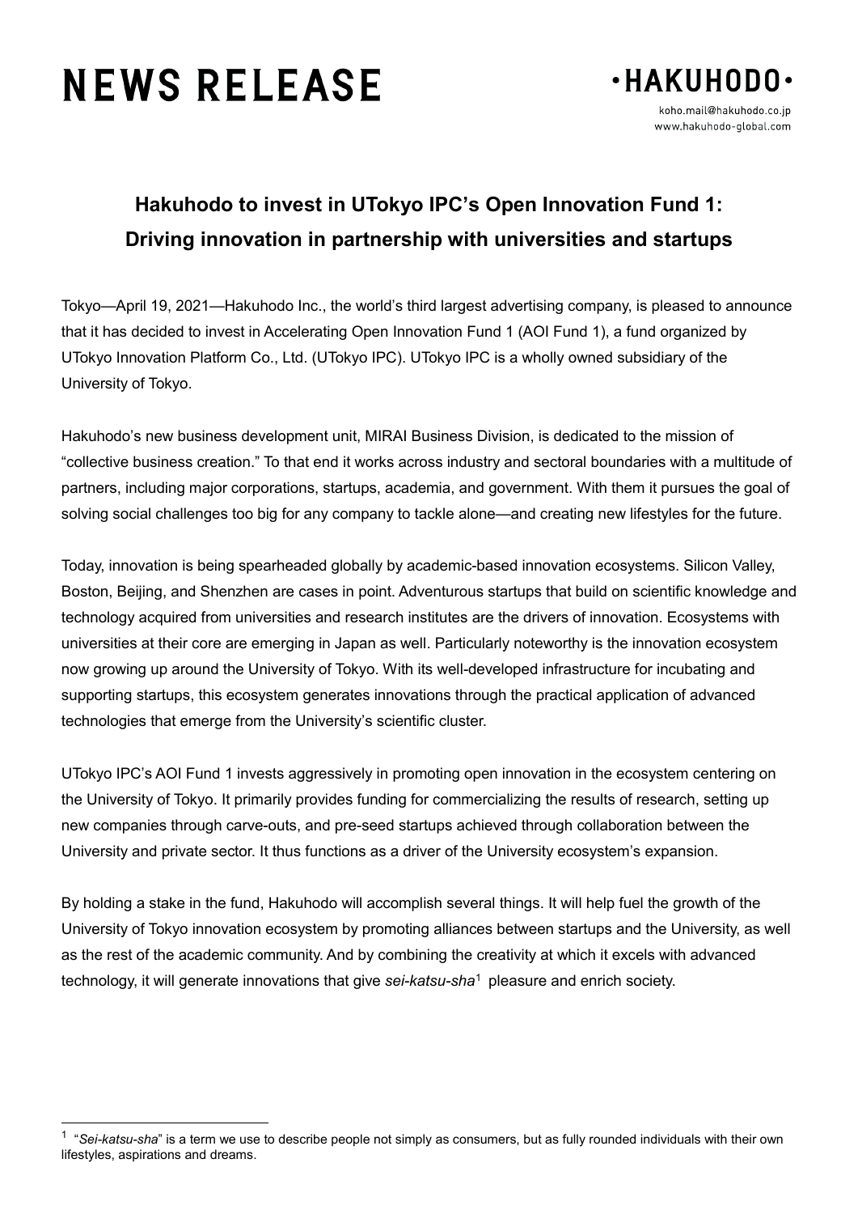# NEWS RELEASE

•HAKUHODO•

koho.mail@hakuhodo.co.jp
www.hakuhodo-global.com

## Hakuhodo to invest in UTokyo IPC's Open Innovation Fund 1: Driving innovation in partnership with universities and startups

Tokyo—April 19, 2021—Hakuhodo Inc., the world's third largest advertising company, is pleased to announce that it has decided to invest in Accelerating Open Innovation Fund 1 (AOI Fund 1), a fund organized by UTokyo Innovation Platform Co., Ltd. (UTokyo IPC). UTokyo IPC is a wholly owned subsidiary of the University of Tokyo.

Hakuhodo's new business development unit, MIRAI Business Division, is dedicated to the mission of "collective business creation." To that end it works across industry and sectoral boundaries with a multitude of partners, including major corporations, startups, academia, and government. With them it pursues the goal of solving social challenges too big for any company to tackle alone—and creating new lifestyles for the future.

Today, innovation is being spearheaded globally by academic-based innovation ecosystems. Silicon Valley, Boston, Beijing, and Shenzhen are cases in point. Adventurous startups that build on scientific knowledge and technology acquired from universities and research institutes are the drivers of innovation. Ecosystems with universities at their core are emerging in Japan as well. Particularly noteworthy is the innovation ecosystem now growing up around the University of Tokyo. With its well-developed infrastructure for incubating and supporting startups, this ecosystem generates innovations through the practical application of advanced technologies that emerge from the University's scientific cluster.

UTokyo IPC's AOI Fund 1 invests aggressively in promoting open innovation in the ecosystem centering on the University of Tokyo. It primarily provides funding for commercializing the results of research, setting up new companies through carve-outs, and pre-seed startups achieved through collaboration between the University and private sector. It thus functions as a driver of the University ecosystem's expansion.

By holding a stake in the fund, Hakuhodo will accomplish several things. It will help fuel the growth of the University of Tokyo innovation ecosystem by promoting alliances between startups and the University, as well as the rest of the academic community. And by combining the creativity at which it excels with advanced technology, it will generate innovations that give *sei-katsu-sha*[1] pleasure and enrich society.

---

[1] "*Sei-katsu-sha*" is a term we use to describe people not simply as consumers, but as fully rounded individuals with their own lifestyles, aspirations and dreams.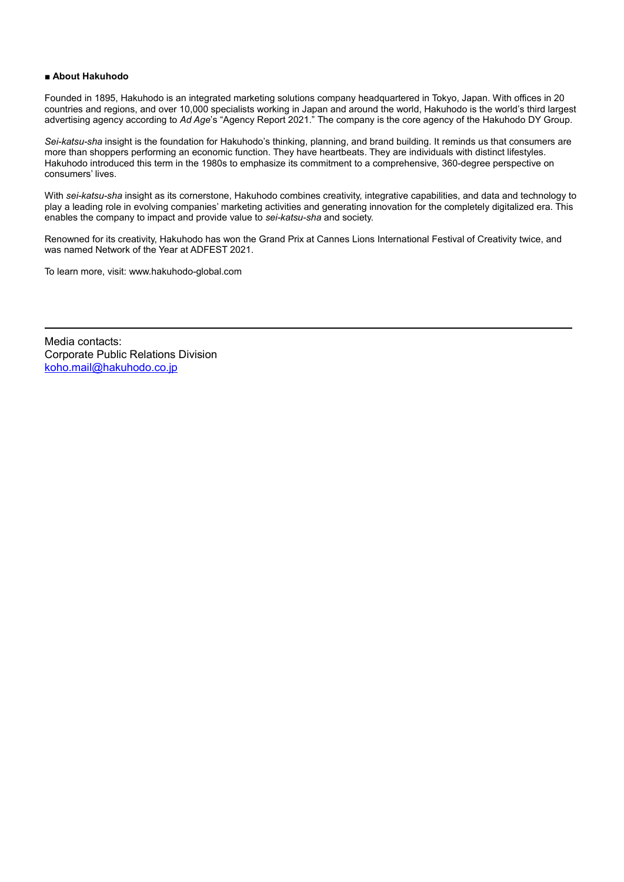**■ About Hakuhodo**

Founded in 1895, Hakuhodo is an integrated marketing solutions company headquartered in Tokyo, Japan. With offices in 20 countries and regions, and over 10,000 specialists working in Japan and around the world, Hakuhodo is the world's third largest advertising agency according to *Ad Age*'s "Agency Report 2021." The company is the core agency of the Hakuhodo DY Group.

*Sei-katsu-sha* insight is the foundation for Hakuhodo's thinking, planning, and brand building. It reminds us that consumers are more than shoppers performing an economic function. They have heartbeats. They are individuals with distinct lifestyles. Hakuhodo introduced this term in the 1980s to emphasize its commitment to a comprehensive, 360-degree perspective on consumers' lives.

With *sei-katsu-sha* insight as its cornerstone, Hakuhodo combines creativity, integrative capabilities, and data and technology to play a leading role in evolving companies' marketing activities and generating innovation for the completely digitalized era. This enables the company to impact and provide value to *sei-katsu-sha* and society.

Renowned for its creativity, Hakuhodo has won the Grand Prix at Cannes Lions International Festival of Creativity twice, and was named Network of the Year at ADFEST 2021.

To learn more, visit: www.hakuhodo-global.com

---

Media contacts:
Corporate Public Relations Division
koho.mail@hakuhodo.co.jp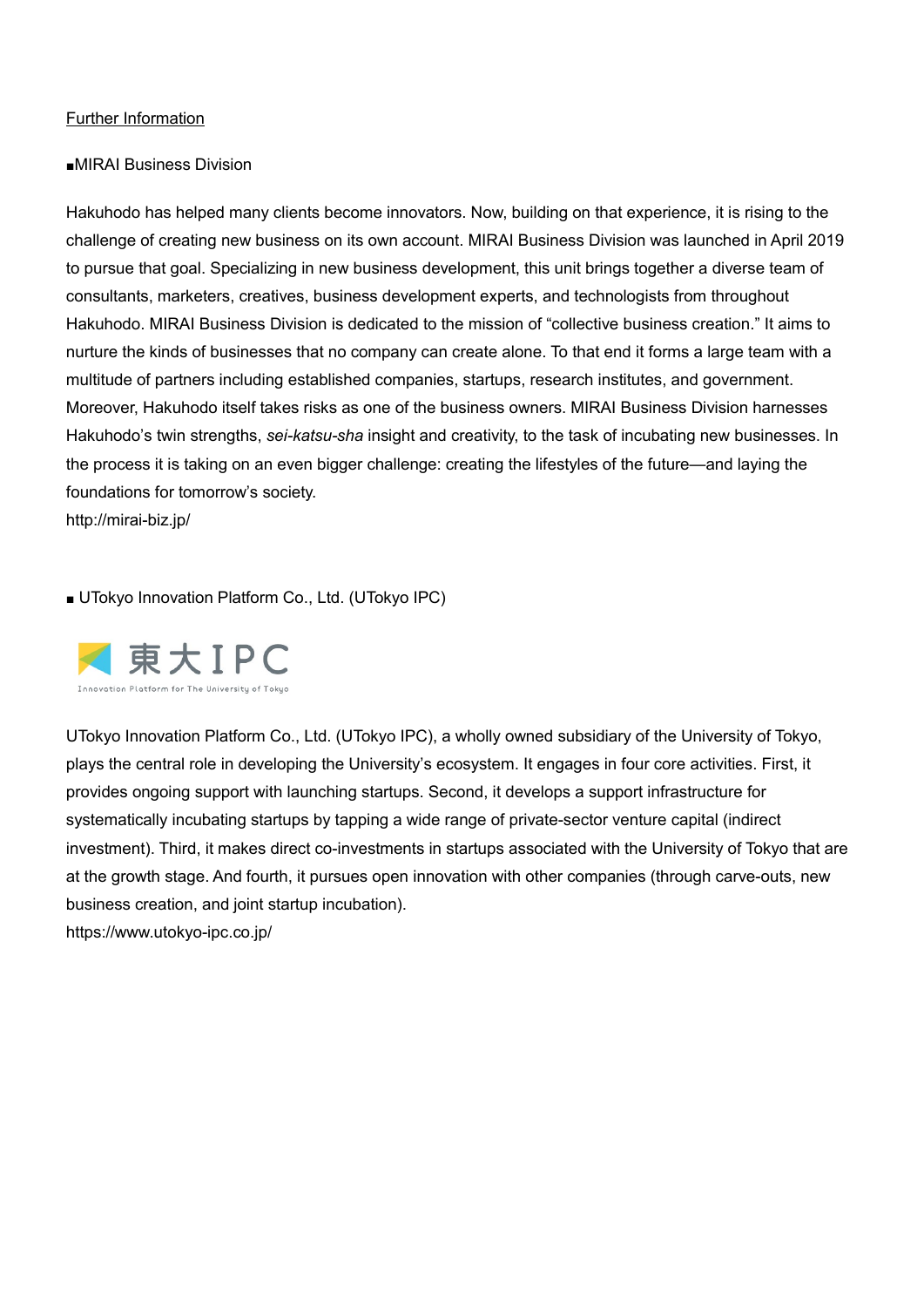Further Information

■MIRAI Business Division

Hakuhodo has helped many clients become innovators. Now, building on that experience, it is rising to the challenge of creating new business on its own account. MIRAI Business Division was launched in April 2019 to pursue that goal. Specializing in new business development, this unit brings together a diverse team of consultants, marketers, creatives, business development experts, and technologists from throughout Hakuhodo. MIRAI Business Division is dedicated to the mission of "collective business creation." It aims to nurture the kinds of businesses that no company can create alone. To that end it forms a large team with a multitude of partners including established companies, startups, research institutes, and government. Moreover, Hakuhodo itself takes risks as one of the business owners. MIRAI Business Division harnesses Hakuhodo's twin strengths, *sei-katsu-sha* insight and creativity, to the task of incubating new businesses. In the process it is taking on an even bigger challenge: creating the lifestyles of the future—and laying the foundations for tomorrow's society.
http://mirai-biz.jp/

■ UTokyo Innovation Platform Co., Ltd. (UTokyo IPC)

東大IPC
Innovation Platform for The University of Tokyo

UTokyo Innovation Platform Co., Ltd. (UTokyo IPC), a wholly owned subsidiary of the University of Tokyo, plays the central role in developing the University's ecosystem. It engages in four core activities. First, it provides ongoing support with launching startups. Second, it develops a support infrastructure for systematically incubating startups by tapping a wide range of private-sector venture capital (indirect investment). Third, it makes direct co-investments in startups associated with the University of Tokyo that are at the growth stage. And fourth, it pursues open innovation with other companies (through carve-outs, new business creation, and joint startup incubation).
https://www.utokyo-ipc.co.jp/